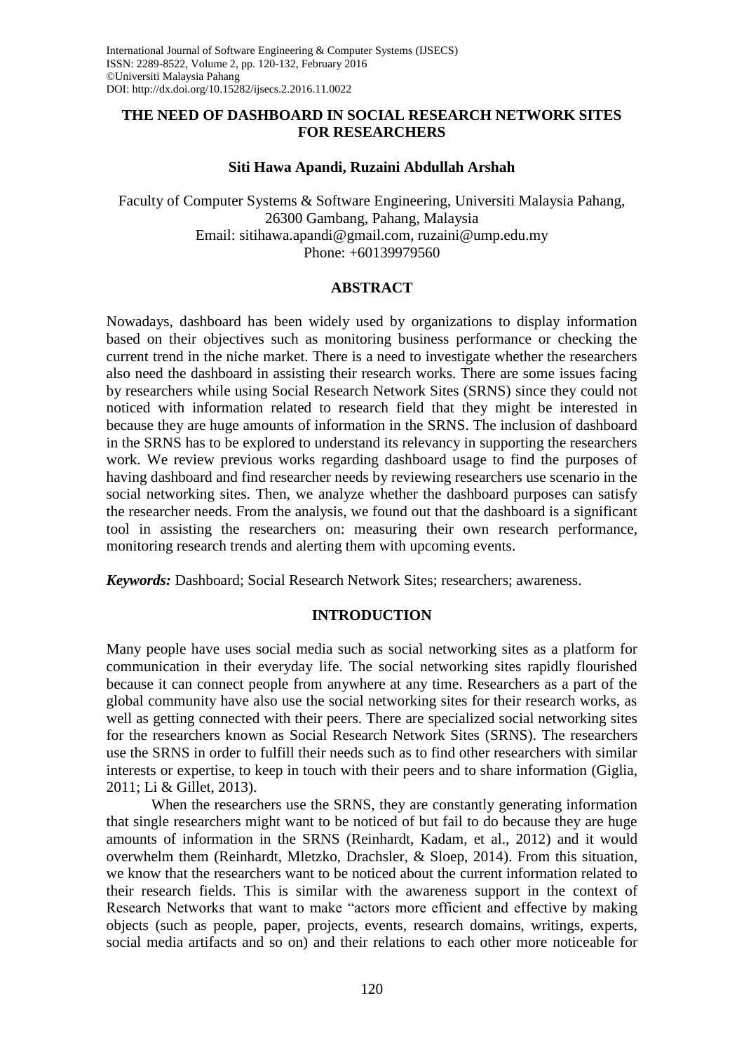International Journal of Software Engineering & Computer Systems (IJSECS)
ISSN: 2289-8522, Volume 2, pp. 120-132, February 2016
©Universiti Malaysia Pahang
DOI: http://dx.doi.org/10.15282/ijsecs.2.2016.11.0022

# THE NEED OF DASHBOARD IN SOCIAL RESEARCH NETWORK SITES FOR RESEARCHERS

**Siti Hawa Apandi, Ruzaini Abdullah Arshah**

Faculty of Computer Systems & Software Engineering, Universiti Malaysia Pahang, 26300 Gambang, Pahang, Malaysia
Email: sitihawa.apandi@gmail.com, ruzaini@ump.edu.my
Phone: +60139979560

## ABSTRACT

Nowadays, dashboard has been widely used by organizations to display information based on their objectives such as monitoring business performance or checking the current trend in the niche market. There is a need to investigate whether the researchers also need the dashboard in assisting their research works. There are some issues facing by researchers while using Social Research Network Sites (SRNS) since they could not noticed with information related to research field that they might be interested in because they are huge amounts of information in the SRNS. The inclusion of dashboard in the SRNS has to be explored to understand its relevancy in supporting the researchers work. We review previous works regarding dashboard usage to find the purposes of having dashboard and find researcher needs by reviewing researchers use scenario in the social networking sites. Then, we analyze whether the dashboard purposes can satisfy the researcher needs. From the analysis, we found out that the dashboard is a significant tool in assisting the researchers on: measuring their own research performance, monitoring research trends and alerting them with upcoming events.

***Keywords:*** Dashboard; Social Research Network Sites; researchers; awareness.

## INTRODUCTION

Many people have uses social media such as social networking sites as a platform for communication in their everyday life. The social networking sites rapidly flourished because it can connect people from anywhere at any time. Researchers as a part of the global community have also use the social networking sites for their research works, as well as getting connected with their peers. There are specialized social networking sites for the researchers known as Social Research Network Sites (SRNS). The researchers use the SRNS in order to fulfill their needs such as to find other researchers with similar interests or expertise, to keep in touch with their peers and to share information (Giglia, 2011; Li & Gillet, 2013).

When the researchers use the SRNS, they are constantly generating information that single researchers might want to be noticed of but fail to do because they are huge amounts of information in the SRNS (Reinhardt, Kadam, et al., 2012) and it would overwhelm them (Reinhardt, Mletzko, Drachsler, & Sloep, 2014). From this situation, we know that the researchers want to be noticed about the current information related to their research fields. This is similar with the awareness support in the context of Research Networks that want to make "actors more efficient and effective by making objects (such as people, paper, projects, events, research domains, writings, experts, social media artifacts and so on) and their relations to each other more noticeable for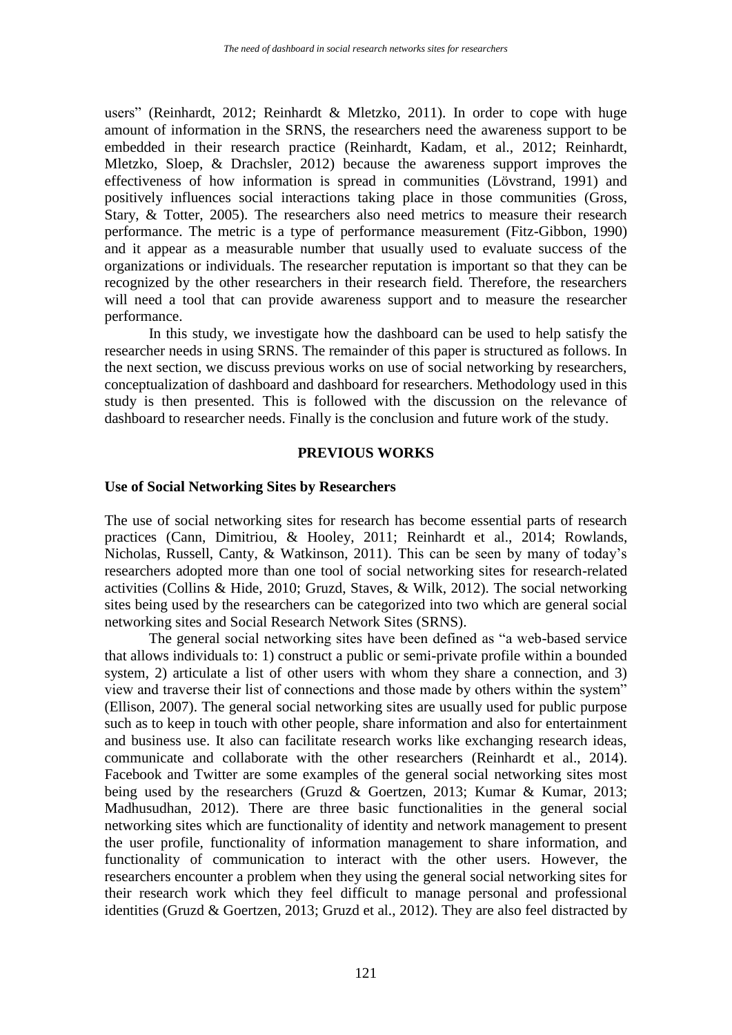users" (Reinhardt, 2012; Reinhardt & Mletzko, 2011). In order to cope with huge amount of information in the SRNS, the researchers need the awareness support to be embedded in their research practice (Reinhardt, Kadam, et al., 2012; Reinhardt, Mletzko, Sloep, & Drachsler, 2012) because the awareness support improves the effectiveness of how information is spread in communities (Lövstrand, 1991) and positively influences social interactions taking place in those communities (Gross, Stary, & Totter, 2005). The researchers also need metrics to measure their research performance. The metric is a type of performance measurement (Fitz-Gibbon, 1990) and it appear as a measurable number that usually used to evaluate success of the organizations or individuals. The researcher reputation is important so that they can be recognized by the other researchers in their research field. Therefore, the researchers will need a tool that can provide awareness support and to measure the researcher performance.

In this study, we investigate how the dashboard can be used to help satisfy the researcher needs in using SRNS. The remainder of this paper is structured as follows. In the next section, we discuss previous works on use of social networking by researchers, conceptualization of dashboard and dashboard for researchers. Methodology used in this study is then presented. This is followed with the discussion on the relevance of dashboard to researcher needs. Finally is the conclusion and future work of the study.

## PREVIOUS WORKS

### Use of Social Networking Sites by Researchers

The use of social networking sites for research has become essential parts of research practices (Cann, Dimitriou, & Hooley, 2011; Reinhardt et al., 2014; Rowlands, Nicholas, Russell, Canty, & Watkinson, 2011). This can be seen by many of today's researchers adopted more than one tool of social networking sites for research-related activities (Collins & Hide, 2010; Gruzd, Staves, & Wilk, 2012). The social networking sites being used by the researchers can be categorized into two which are general social networking sites and Social Research Network Sites (SRNS).

The general social networking sites have been defined as "a web-based service that allows individuals to: 1) construct a public or semi-private profile within a bounded system, 2) articulate a list of other users with whom they share a connection, and 3) view and traverse their list of connections and those made by others within the system" (Ellison, 2007). The general social networking sites are usually used for public purpose such as to keep in touch with other people, share information and also for entertainment and business use. It also can facilitate research works like exchanging research ideas, communicate and collaborate with the other researchers (Reinhardt et al., 2014). Facebook and Twitter are some examples of the general social networking sites most being used by the researchers (Gruzd & Goertzen, 2013; Kumar & Kumar, 2013; Madhusudhan, 2012). There are three basic functionalities in the general social networking sites which are functionality of identity and network management to present the user profile, functionality of information management to share information, and functionality of communication to interact with the other users. However, the researchers encounter a problem when they using the general social networking sites for their research work which they feel difficult to manage personal and professional identities (Gruzd & Goertzen, 2013; Gruzd et al., 2012). They are also feel distracted by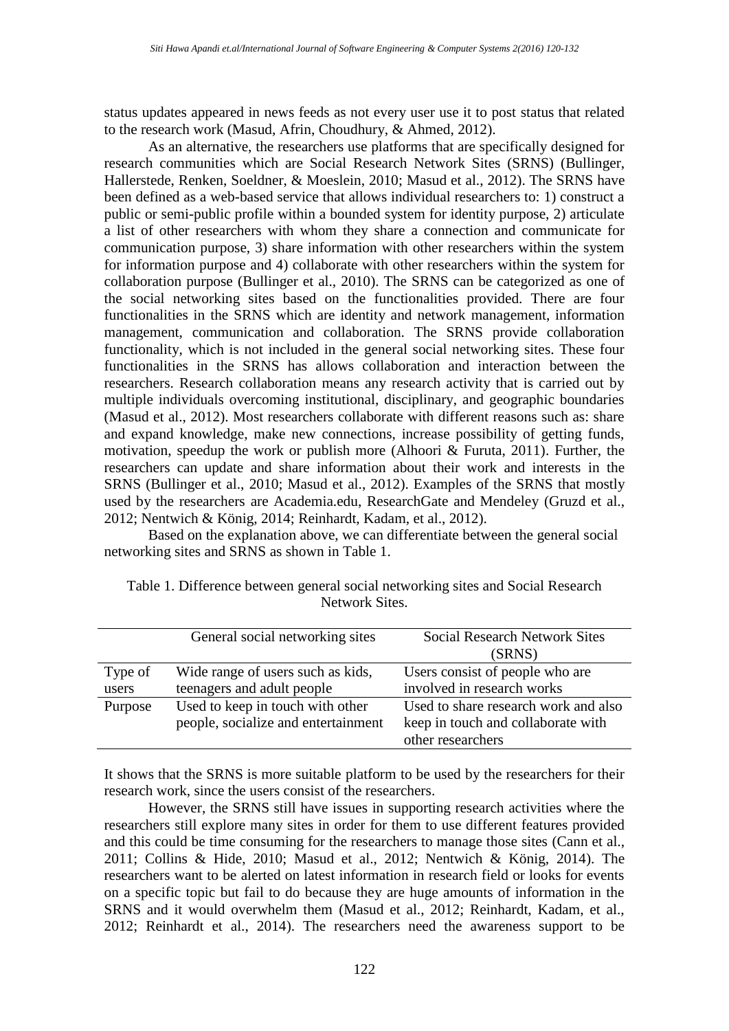status updates appeared in news feeds as not every user use it to post status that related to the research work (Masud, Afrin, Choudhury, & Ahmed, 2012).

As an alternative, the researchers use platforms that are specifically designed for research communities which are Social Research Network Sites (SRNS) (Bullinger, Hallerstede, Renken, Soeldner, & Moeslein, 2010; Masud et al., 2012). The SRNS have been defined as a web-based service that allows individual researchers to: 1) construct a public or semi-public profile within a bounded system for identity purpose, 2) articulate a list of other researchers with whom they share a connection and communicate for communication purpose, 3) share information with other researchers within the system for information purpose and 4) collaborate with other researchers within the system for collaboration purpose (Bullinger et al., 2010). The SRNS can be categorized as one of the social networking sites based on the functionalities provided. There are four functionalities in the SRNS which are identity and network management, information management, communication and collaboration. The SRNS provide collaboration functionality, which is not included in the general social networking sites. These four functionalities in the SRNS has allows collaboration and interaction between the researchers. Research collaboration means any research activity that is carried out by multiple individuals overcoming institutional, disciplinary, and geographic boundaries (Masud et al., 2012). Most researchers collaborate with different reasons such as: share and expand knowledge, make new connections, increase possibility of getting funds, motivation, speedup the work or publish more (Alhoori & Furuta, 2011). Further, the researchers can update and share information about their work and interests in the SRNS (Bullinger et al., 2010; Masud et al., 2012). Examples of the SRNS that mostly used by the researchers are Academia.edu, ResearchGate and Mendeley (Gruzd et al., 2012; Nentwich & König, 2014; Reinhardt, Kadam, et al., 2012).

Based on the explanation above, we can differentiate between the general social networking sites and SRNS as shown in Table 1.

Table 1. Difference between general social networking sites and Social Research Network Sites.

| | General social networking sites | Social Research Network Sites (SRNS) |
|---|---|---|
| Type of users | Wide range of users such as kids, teenagers and adult people | Users consist of people who are involved in research works |
| Purpose | Used to keep in touch with other people, socialize and entertainment | Used to share research work and also keep in touch and collaborate with other researchers |

It shows that the SRNS is more suitable platform to be used by the researchers for their research work, since the users consist of the researchers.

However, the SRNS still have issues in supporting research activities where the researchers still explore many sites in order for them to use different features provided and this could be time consuming for the researchers to manage those sites (Cann et al., 2011; Collins & Hide, 2010; Masud et al., 2012; Nentwich & König, 2014). The researchers want to be alerted on latest information in research field or looks for events on a specific topic but fail to do because they are huge amounts of information in the SRNS and it would overwhelm them (Masud et al., 2012; Reinhardt, Kadam, et al., 2012; Reinhardt et al., 2014). The researchers need the awareness support to be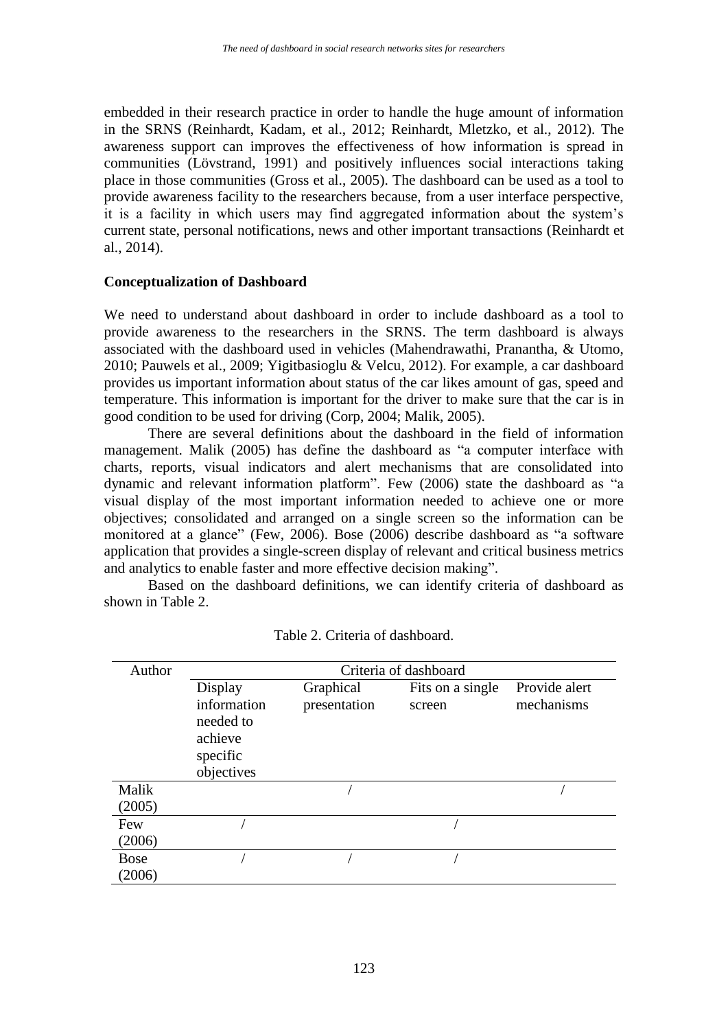embedded in their research practice in order to handle the huge amount of information in the SRNS (Reinhardt, Kadam, et al., 2012; Reinhardt, Mletzko, et al., 2012). The awareness support can improves the effectiveness of how information is spread in communities (Lövstrand, 1991) and positively influences social interactions taking place in those communities (Gross et al., 2005). The dashboard can be used as a tool to provide awareness facility to the researchers because, from a user interface perspective, it is a facility in which users may find aggregated information about the system's current state, personal notifications, news and other important transactions (Reinhardt et al., 2014).

**Conceptualization of Dashboard**

We need to understand about dashboard in order to include dashboard as a tool to provide awareness to the researchers in the SRNS. The term dashboard is always associated with the dashboard used in vehicles (Mahendrawathi, Pranantha, & Utomo, 2010; Pauwels et al., 2009; Yigitbasioglu & Velcu, 2012). For example, a car dashboard provides us important information about status of the car likes amount of gas, speed and temperature. This information is important for the driver to make sure that the car is in good condition to be used for driving (Corp, 2004; Malik, 2005).

There are several definitions about the dashboard in the field of information management. Malik (2005) has define the dashboard as "a computer interface with charts, reports, visual indicators and alert mechanisms that are consolidated into dynamic and relevant information platform". Few (2006) state the dashboard as "a visual display of the most important information needed to achieve one or more objectives; consolidated and arranged on a single screen so the information can be monitored at a glance" (Few, 2006). Bose (2006) describe dashboard as "a software application that provides a single-screen display of relevant and critical business metrics and analytics to enable faster and more effective decision making".

Based on the dashboard definitions, we can identify criteria of dashboard as shown in Table 2.

Table 2. Criteria of dashboard.

| Author | Criteria of dashboard | | | |
|---|---|---|---|---|
| | Display information needed to achieve specific objectives | Graphical presentation | Fits on a single screen | Provide alert mechanisms |
| Malik (2005) | | / | | / |
| Few (2006) | / | | / | |
| Bose (2006) | / | / | / | |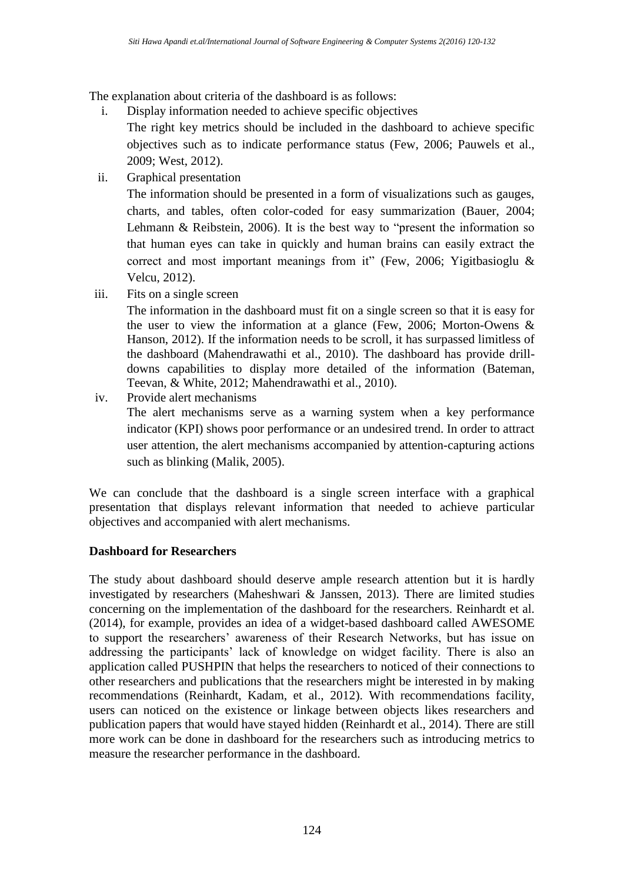The explanation about criteria of the dashboard is as follows:

i. Display information needed to achieve specific objectives

   The right key metrics should be included in the dashboard to achieve specific objectives such as to indicate performance status (Few, 2006; Pauwels et al., 2009; West, 2012).

ii. Graphical presentation

   The information should be presented in a form of visualizations such as gauges, charts, and tables, often color-coded for easy summarization (Bauer, 2004; Lehmann & Reibstein, 2006). It is the best way to "present the information so that human eyes can take in quickly and human brains can easily extract the correct and most important meanings from it" (Few, 2006; Yigitbasioglu & Velcu, 2012).

iii. Fits on a single screen

   The information in the dashboard must fit on a single screen so that it is easy for the user to view the information at a glance (Few, 2006; Morton-Owens & Hanson, 2012). If the information needs to be scroll, it has surpassed limitless of the dashboard (Mahendrawathi et al., 2010). The dashboard has provide drill-downs capabilities to display more detailed of the information (Bateman, Teevan, & White, 2012; Mahendrawathi et al., 2010).

iv. Provide alert mechanisms

   The alert mechanisms serve as a warning system when a key performance indicator (KPI) shows poor performance or an undesired trend. In order to attract user attention, the alert mechanisms accompanied by attention-capturing actions such as blinking (Malik, 2005).

We can conclude that the dashboard is a single screen interface with a graphical presentation that displays relevant information that needed to achieve particular objectives and accompanied with alert mechanisms.

**Dashboard for Researchers**

The study about dashboard should deserve ample research attention but it is hardly investigated by researchers (Maheshwari & Janssen, 2013). There are limited studies concerning on the implementation of the dashboard for the researchers. Reinhardt et al. (2014), for example, provides an idea of a widget-based dashboard called AWESOME to support the researchers' awareness of their Research Networks, but has issue on addressing the participants' lack of knowledge on widget facility. There is also an application called PUSHPIN that helps the researchers to noticed of their connections to other researchers and publications that the researchers might be interested in by making recommendations (Reinhardt, Kadam, et al., 2012). With recommendations facility, users can noticed on the existence or linkage between objects likes researchers and publication papers that would have stayed hidden (Reinhardt et al., 2014). There are still more work can be done in dashboard for the researchers such as introducing metrics to measure the researcher performance in the dashboard.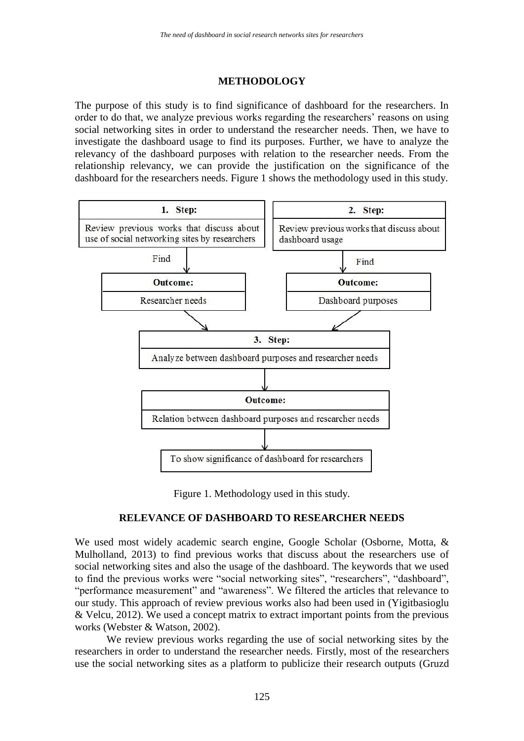## METHODOLOGY

The purpose of this study is to find significance of dashboard for the researchers. In order to do that, we analyze previous works regarding the researchers' reasons on using social networking sites in order to understand the researcher needs. Then, we have to investigate the dashboard usage to find its purposes. Further, we have to analyze the relevancy of the dashboard purposes with relation to the researcher needs. From the relationship relevancy, we can provide the justification on the significance of the dashboard for the researchers needs. Figure 1 shows the methodology used in this study.

**1. Step:** Review previous works that discuss about use of social networking sites by researchers

Find → **Outcome:** Researcher needs

**2. Step:** Review previous works that discuss about dashboard usage

Find → **Outcome:** Dashboard purposes

**3. Step:** Analyze between dashboard purposes and researcher needs

**Outcome:** Relation between dashboard purposes and researcher needs

To show significance of dashboard for researchers

Figure 1. Methodology used in this study.

## RELEVANCE OF DASHBOARD TO RESEARCHER NEEDS

We used most widely academic search engine, Google Scholar (Osborne, Motta, & Mulholland, 2013) to find previous works that discuss about the researchers use of social networking sites and also the usage of the dashboard. The keywords that we used to find the previous works were "social networking sites", "researchers", "dashboard", "performance measurement" and "awareness". We filtered the articles that relevance to our study. This approach of review previous works also had been used in (Yigitbasioglu & Velcu, 2012). We used a concept matrix to extract important points from the previous works (Webster & Watson, 2002).

We review previous works regarding the use of social networking sites by the researchers in order to understand the researcher needs. Firstly, most of the researchers use the social networking sites as a platform to publicize their research outputs (Gruzd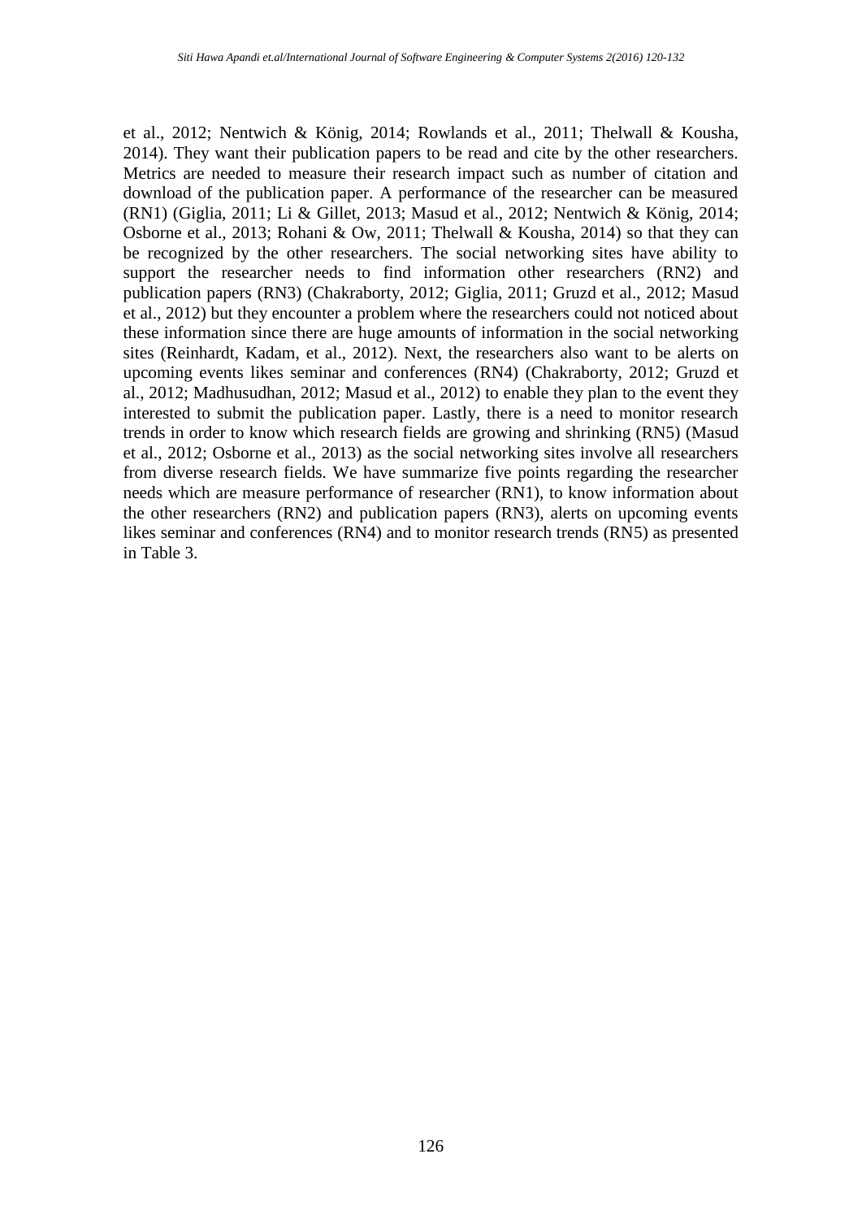et al., 2012; Nentwich & König, 2014; Rowlands et al., 2011; Thelwall & Kousha, 2014). They want their publication papers to be read and cite by the other researchers. Metrics are needed to measure their research impact such as number of citation and download of the publication paper. A performance of the researcher can be measured (RN1) (Giglia, 2011; Li & Gillet, 2013; Masud et al., 2012; Nentwich & König, 2014; Osborne et al., 2013; Rohani & Ow, 2011; Thelwall & Kousha, 2014) so that they can be recognized by the other researchers. The social networking sites have ability to support the researcher needs to find information other researchers (RN2) and publication papers (RN3) (Chakraborty, 2012; Giglia, 2011; Gruzd et al., 2012; Masud et al., 2012) but they encounter a problem where the researchers could not noticed about these information since there are huge amounts of information in the social networking sites (Reinhardt, Kadam, et al., 2012). Next, the researchers also want to be alerts on upcoming events likes seminar and conferences (RN4) (Chakraborty, 2012; Gruzd et al., 2012; Madhusudhan, 2012; Masud et al., 2012) to enable they plan to the event they interested to submit the publication paper. Lastly, there is a need to monitor research trends in order to know which research fields are growing and shrinking (RN5) (Masud et al., 2012; Osborne et al., 2013) as the social networking sites involve all researchers from diverse research fields. We have summarize five points regarding the researcher needs which are measure performance of researcher (RN1), to know information about the other researchers (RN2) and publication papers (RN3), alerts on upcoming events likes seminar and conferences (RN4) and to monitor research trends (RN5) as presented in Table 3.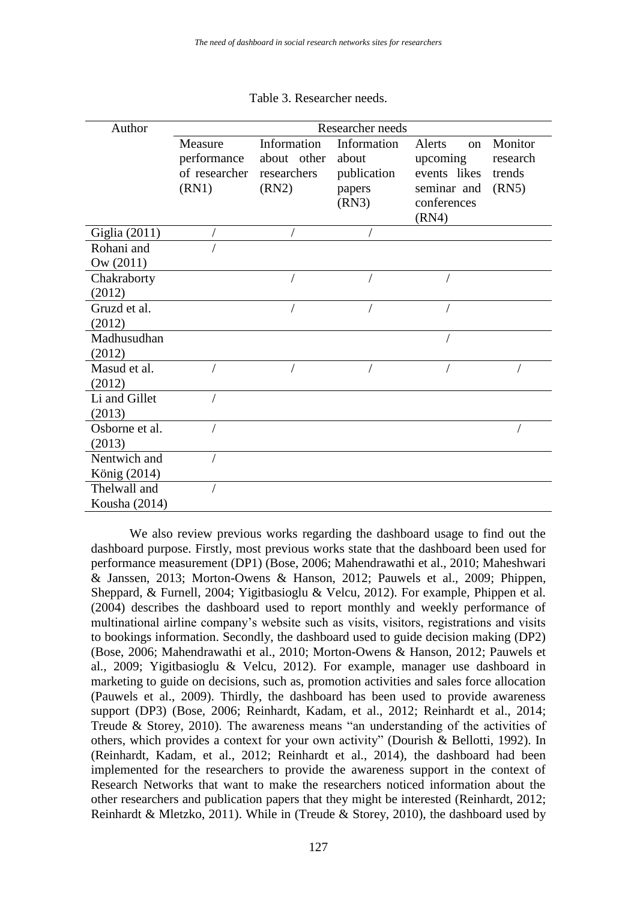Table 3. Researcher needs.

| Author | Researcher needs | | | | |
|---|---|---|---|---|---|
| | Measure performance of researcher (RN1) | Information about other researchers (RN2) | Information about publication papers (RN3) | Alerts on upcoming events likes seminar and conferences (RN4) | Monitor research trends (RN5) |
| Giglia (2011) | / | / | / | | |
| Rohani and Ow (2011) | / | | | | |
| Chakraborty (2012) | | / | / | / | |
| Gruzd et al. (2012) | | / | / | / | |
| Madhusudhan (2012) | | | | / | |
| Masud et al. (2012) | / | / | / | / | / |
| Li and Gillet (2013) | / | | | | |
| Osborne et al. (2013) | / | | | | / |
| Nentwich and König (2014) | / | | | | |
| Thelwall and Kousha (2014) | / | | | | |

We also review previous works regarding the dashboard usage to find out the dashboard purpose. Firstly, most previous works state that the dashboard been used for performance measurement (DP1) (Bose, 2006; Mahendrawathi et al., 2010; Maheshwari & Janssen, 2013; Morton-Owens & Hanson, 2012; Pauwels et al., 2009; Phippen, Sheppard, & Furnell, 2004; Yigitbasioglu & Velcu, 2012). For example, Phippen et al. (2004) describes the dashboard used to report monthly and weekly performance of multinational airline company's website such as visits, visitors, registrations and visits to bookings information. Secondly, the dashboard used to guide decision making (DP2) (Bose, 2006; Mahendrawathi et al., 2010; Morton-Owens & Hanson, 2012; Pauwels et al., 2009; Yigitbasioglu & Velcu, 2012). For example, manager use dashboard in marketing to guide on decisions, such as, promotion activities and sales force allocation (Pauwels et al., 2009). Thirdly, the dashboard has been used to provide awareness support (DP3) (Bose, 2006; Reinhardt, Kadam, et al., 2012; Reinhardt et al., 2014; Treude & Storey, 2010). The awareness means "an understanding of the activities of others, which provides a context for your own activity" (Dourish & Bellotti, 1992). In (Reinhardt, Kadam, et al., 2012; Reinhardt et al., 2014), the dashboard had been implemented for the researchers to provide the awareness support in the context of Research Networks that want to make the researchers noticed information about the other researchers and publication papers that they might be interested (Reinhardt, 2012; Reinhardt & Mletzko, 2011). While in (Treude & Storey, 2010), the dashboard used by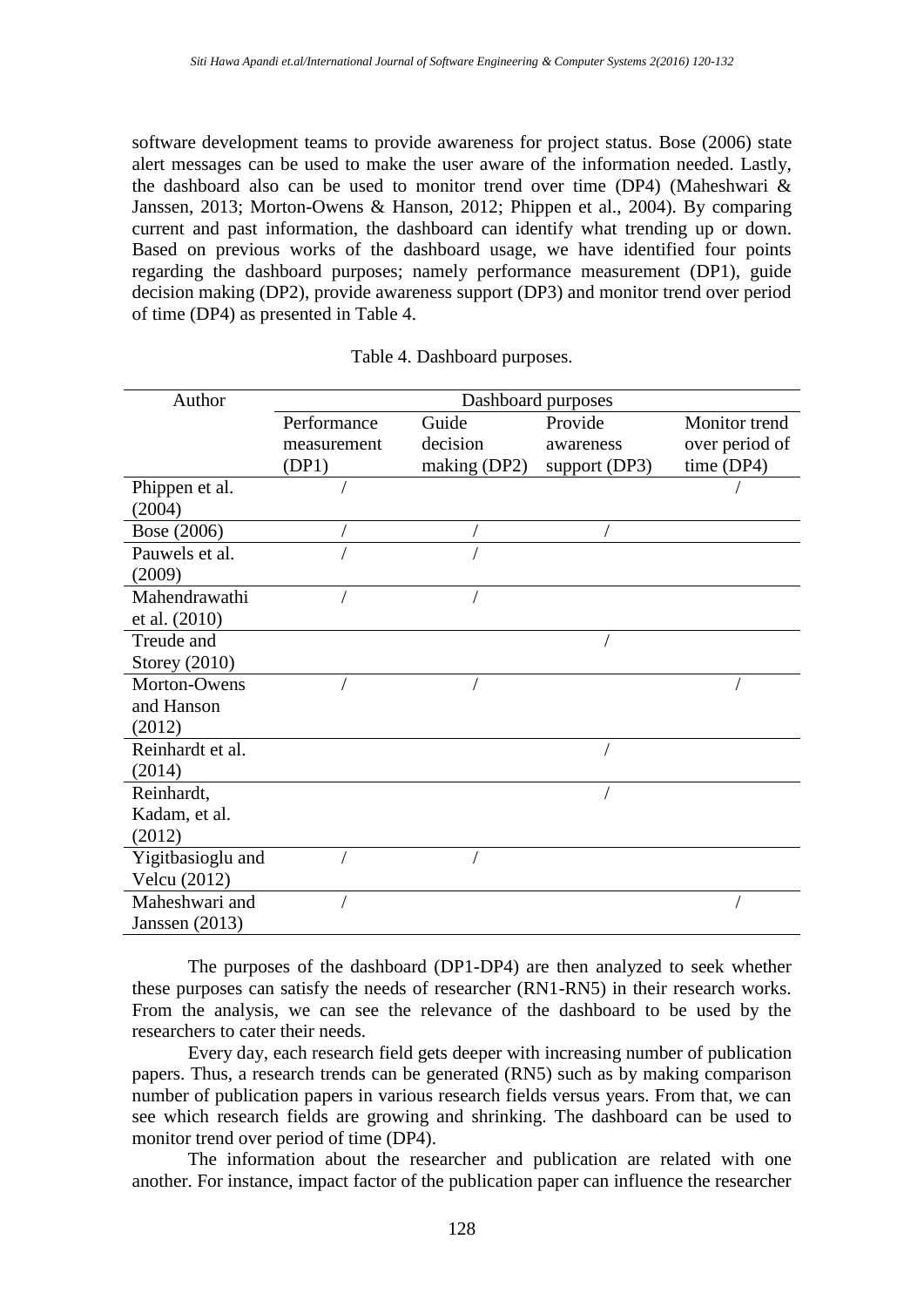software development teams to provide awareness for project status. Bose (2006) state alert messages can be used to make the user aware of the information needed. Lastly, the dashboard also can be used to monitor trend over time (DP4) (Maheshwari & Janssen, 2013; Morton-Owens & Hanson, 2012; Phippen et al., 2004). By comparing current and past information, the dashboard can identify what trending up or down. Based on previous works of the dashboard usage, we have identified four points regarding the dashboard purposes; namely performance measurement (DP1), guide decision making (DP2), provide awareness support (DP3) and monitor trend over period of time (DP4) as presented in Table 4.

Table 4. Dashboard purposes.

| Author | Dashboard purposes | | | |
|---|---|---|---|---|
| | Performance measurement (DP1) | Guide decision making (DP2) | Provide awareness support (DP3) | Monitor trend over period of time (DP4) |
| Phippen et al. (2004) | / | | | / |
| Bose (2006) | / | / | / | |
| Pauwels et al. (2009) | / | / | | |
| Mahendrawathi et al. (2010) | / | / | | |
| Treude and Storey (2010) | | | / | |
| Morton-Owens and Hanson (2012) | / | / | | / |
| Reinhardt et al. (2014) | | | / | |
| Reinhardt, Kadam, et al. (2012) | | | / | |
| Yigitbasioglu and Velcu (2012) | / | / | | |
| Maheshwari and Janssen (2013) | / | | | / |

The purposes of the dashboard (DP1-DP4) are then analyzed to seek whether these purposes can satisfy the needs of researcher (RN1-RN5) in their research works. From the analysis, we can see the relevance of the dashboard to be used by the researchers to cater their needs.

Every day, each research field gets deeper with increasing number of publication papers. Thus, a research trends can be generated (RN5) such as by making comparison number of publication papers in various research fields versus years. From that, we can see which research fields are growing and shrinking. The dashboard can be used to monitor trend over period of time (DP4).

The information about the researcher and publication are related with one another. For instance, impact factor of the publication paper can influence the researcher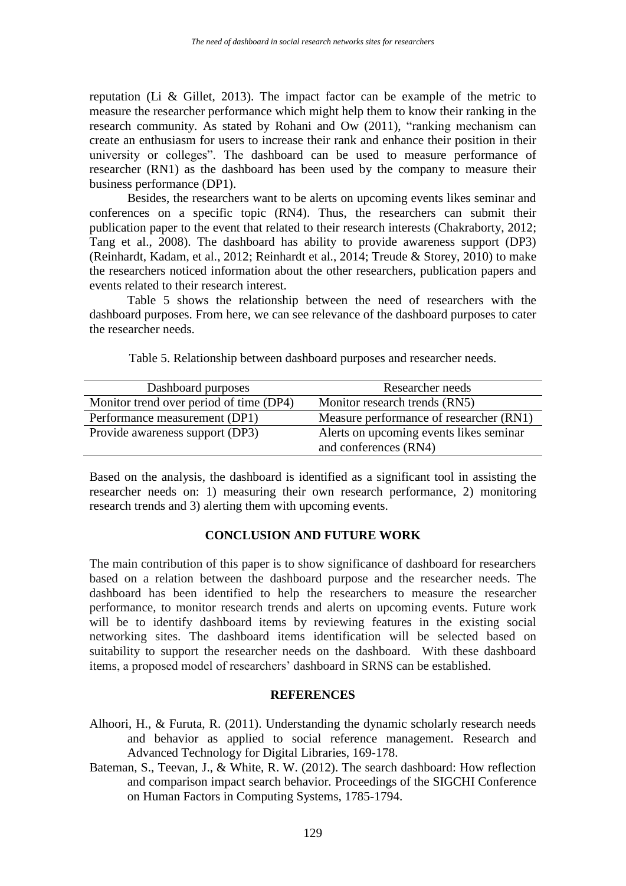reputation (Li & Gillet, 2013). The impact factor can be example of the metric to measure the researcher performance which might help them to know their ranking in the research community. As stated by Rohani and Ow (2011), "ranking mechanism can create an enthusiasm for users to increase their rank and enhance their position in their university or colleges". The dashboard can be used to measure performance of researcher (RN1) as the dashboard has been used by the company to measure their business performance (DP1).

Besides, the researchers want to be alerts on upcoming events likes seminar and conferences on a specific topic (RN4). Thus, the researchers can submit their publication paper to the event that related to their research interests (Chakraborty, 2012; Tang et al., 2008). The dashboard has ability to provide awareness support (DP3) (Reinhardt, Kadam, et al., 2012; Reinhardt et al., 2014; Treude & Storey, 2010) to make the researchers noticed information about the other researchers, publication papers and events related to their research interest.

Table 5 shows the relationship between the need of researchers with the dashboard purposes. From here, we can see relevance of the dashboard purposes to cater the researcher needs.

Table 5. Relationship between dashboard purposes and researcher needs.

| Dashboard purposes | Researcher needs |
|---|---|
| Monitor trend over period of time (DP4) | Monitor research trends (RN5) |
| Performance measurement (DP1) | Measure performance of researcher (RN1) |
| Provide awareness support (DP3) | Alerts on upcoming events likes seminar and conferences (RN4) |

Based on the analysis, the dashboard is identified as a significant tool in assisting the researcher needs on: 1) measuring their own research performance, 2) monitoring research trends and 3) alerting them with upcoming events.

## CONCLUSION AND FUTURE WORK

The main contribution of this paper is to show significance of dashboard for researchers based on a relation between the dashboard purpose and the researcher needs. The dashboard has been identified to help the researchers to measure the researcher performance, to monitor research trends and alerts on upcoming events. Future work will be to identify dashboard items by reviewing features in the existing social networking sites. The dashboard items identification will be selected based on suitability to support the researcher needs on the dashboard. With these dashboard items, a proposed model of researchers' dashboard in SRNS can be established.

## REFERENCES

Alhoori, H., & Furuta, R. (2011). Understanding the dynamic scholarly research needs and behavior as applied to social reference management. Research and Advanced Technology for Digital Libraries, 169-178.

Bateman, S., Teevan, J., & White, R. W. (2012). The search dashboard: How reflection and comparison impact search behavior. Proceedings of the SIGCHI Conference on Human Factors in Computing Systems, 1785-1794.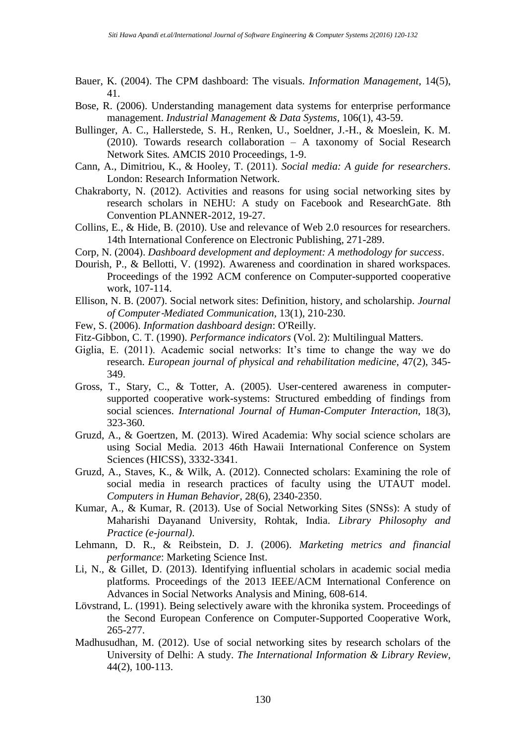Bauer, K. (2004). The CPM dashboard: The visuals. *Information Management*, 14(5), 41.

Bose, R. (2006). Understanding management data systems for enterprise performance management. *Industrial Management & Data Systems*, 106(1), 43-59.

Bullinger, A. C., Hallerstede, S. H., Renken, U., Soeldner, J.-H., & Moeslein, K. M. (2010). Towards research collaboration – A taxonomy of Social Research Network Sites. AMCIS 2010 Proceedings, 1-9.

Cann, A., Dimitriou, K., & Hooley, T. (2011). *Social media: A guide for researchers*. London: Research Information Network.

Chakraborty, N. (2012). Activities and reasons for using social networking sites by research scholars in NEHU: A study on Facebook and ResearchGate. 8th Convention PLANNER-2012, 19-27.

Collins, E., & Hide, B. (2010). Use and relevance of Web 2.0 resources for researchers. 14th International Conference on Electronic Publishing, 271-289.

Corp, N. (2004). *Dashboard development and deployment: A methodology for success*.

Dourish, P., & Bellotti, V. (1992). Awareness and coordination in shared workspaces. Proceedings of the 1992 ACM conference on Computer-supported cooperative work, 107-114.

Ellison, N. B. (2007). Social network sites: Definition, history, and scholarship. *Journal of Computer‐Mediated Communication*, 13(1), 210-230.

Few, S. (2006). *Information dashboard design*: O'Reilly.

Fitz-Gibbon, C. T. (1990). *Performance indicators* (Vol. 2): Multilingual Matters.

Giglia, E. (2011). Academic social networks: It's time to change the way we do research. *European journal of physical and rehabilitation medicine*, 47(2), 345-349.

Gross, T., Stary, C., & Totter, A. (2005). User-centered awareness in computer-supported cooperative work-systems: Structured embedding of findings from social sciences. *International Journal of Human-Computer Interaction*, 18(3), 323-360.

Gruzd, A., & Goertzen, M. (2013). Wired Academia: Why social science scholars are using Social Media. 2013 46th Hawaii International Conference on System Sciences (HICSS), 3332-3341.

Gruzd, A., Staves, K., & Wilk, A. (2012). Connected scholars: Examining the role of social media in research practices of faculty using the UTAUT model. *Computers in Human Behavior*, 28(6), 2340-2350.

Kumar, A., & Kumar, R. (2013). Use of Social Networking Sites (SNSs): A study of Maharishi Dayanand University, Rohtak, India. *Library Philosophy and Practice (e-journal)*.

Lehmann, D. R., & Reibstein, D. J. (2006). *Marketing metrics and financial performance*: Marketing Science Inst.

Li, N., & Gillet, D. (2013). Identifying influential scholars in academic social media platforms. Proceedings of the 2013 IEEE/ACM International Conference on Advances in Social Networks Analysis and Mining, 608-614.

Lövstrand, L. (1991). Being selectively aware with the khronika system. Proceedings of the Second European Conference on Computer-Supported Cooperative Work, 265-277.

Madhusudhan, M. (2012). Use of social networking sites by research scholars of the University of Delhi: A study. *The International Information & Library Review*, 44(2), 100-113.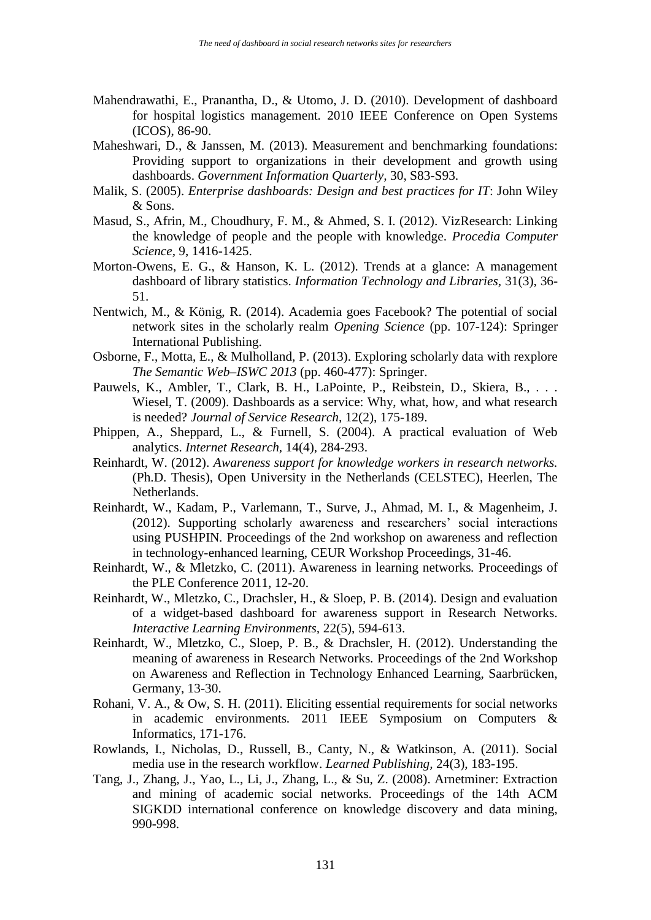Mahendrawathi, E., Pranantha, D., & Utomo, J. D. (2010). Development of dashboard for hospital logistics management. 2010 IEEE Conference on Open Systems (ICOS), 86-90.

Maheshwari, D., & Janssen, M. (2013). Measurement and benchmarking foundations: Providing support to organizations in their development and growth using dashboards. *Government Information Quarterly*, 30, S83-S93.

Malik, S. (2005). *Enterprise dashboards: Design and best practices for IT*: John Wiley & Sons.

Masud, S., Afrin, M., Choudhury, F. M., & Ahmed, S. I. (2012). VizResearch: Linking the knowledge of people and the people with knowledge. *Procedia Computer Science*, 9, 1416-1425.

Morton-Owens, E. G., & Hanson, K. L. (2012). Trends at a glance: A management dashboard of library statistics. *Information Technology and Libraries*, 31(3), 36-51.

Nentwich, M., & König, R. (2014). Academia goes Facebook? The potential of social network sites in the scholarly realm *Opening Science* (pp. 107-124): Springer International Publishing.

Osborne, F., Motta, E., & Mulholland, P. (2013). Exploring scholarly data with rexplore *The Semantic Web–ISWC 2013* (pp. 460-477): Springer.

Pauwels, K., Ambler, T., Clark, B. H., LaPointe, P., Reibstein, D., Skiera, B., . . . Wiesel, T. (2009). Dashboards as a service: Why, what, how, and what research is needed? *Journal of Service Research*, 12(2), 175-189.

Phippen, A., Sheppard, L., & Furnell, S. (2004). A practical evaluation of Web analytics. *Internet Research*, 14(4), 284-293.

Reinhardt, W. (2012). *Awareness support for knowledge workers in research networks.* (Ph.D. Thesis), Open University in the Netherlands (CELSTEC), Heerlen, The Netherlands.

Reinhardt, W., Kadam, P., Varlemann, T., Surve, J., Ahmad, M. I., & Magenheim, J. (2012). Supporting scholarly awareness and researchers' social interactions using PUSHPIN. Proceedings of the 2nd workshop on awareness and reflection in technology-enhanced learning, CEUR Workshop Proceedings, 31-46.

Reinhardt, W., & Mletzko, C. (2011). Awareness in learning networks*.* Proceedings of the PLE Conference 2011, 12-20.

Reinhardt, W., Mletzko, C., Drachsler, H., & Sloep, P. B. (2014). Design and evaluation of a widget-based dashboard for awareness support in Research Networks. *Interactive Learning Environments*, 22(5), 594-613.

Reinhardt, W., Mletzko, C., Sloep, P. B., & Drachsler, H. (2012). Understanding the meaning of awareness in Research Networks. Proceedings of the 2nd Workshop on Awareness and Reflection in Technology Enhanced Learning, Saarbrücken, Germany, 13-30.

Rohani, V. A., & Ow, S. H. (2011). Eliciting essential requirements for social networks in academic environments. 2011 IEEE Symposium on Computers & Informatics, 171-176.

Rowlands, I., Nicholas, D., Russell, B., Canty, N., & Watkinson, A. (2011). Social media use in the research workflow. *Learned Publishing*, 24(3), 183-195.

Tang, J., Zhang, J., Yao, L., Li, J., Zhang, L., & Su, Z. (2008). Arnetminer: Extraction and mining of academic social networks. Proceedings of the 14th ACM SIGKDD international conference on knowledge discovery and data mining, 990-998.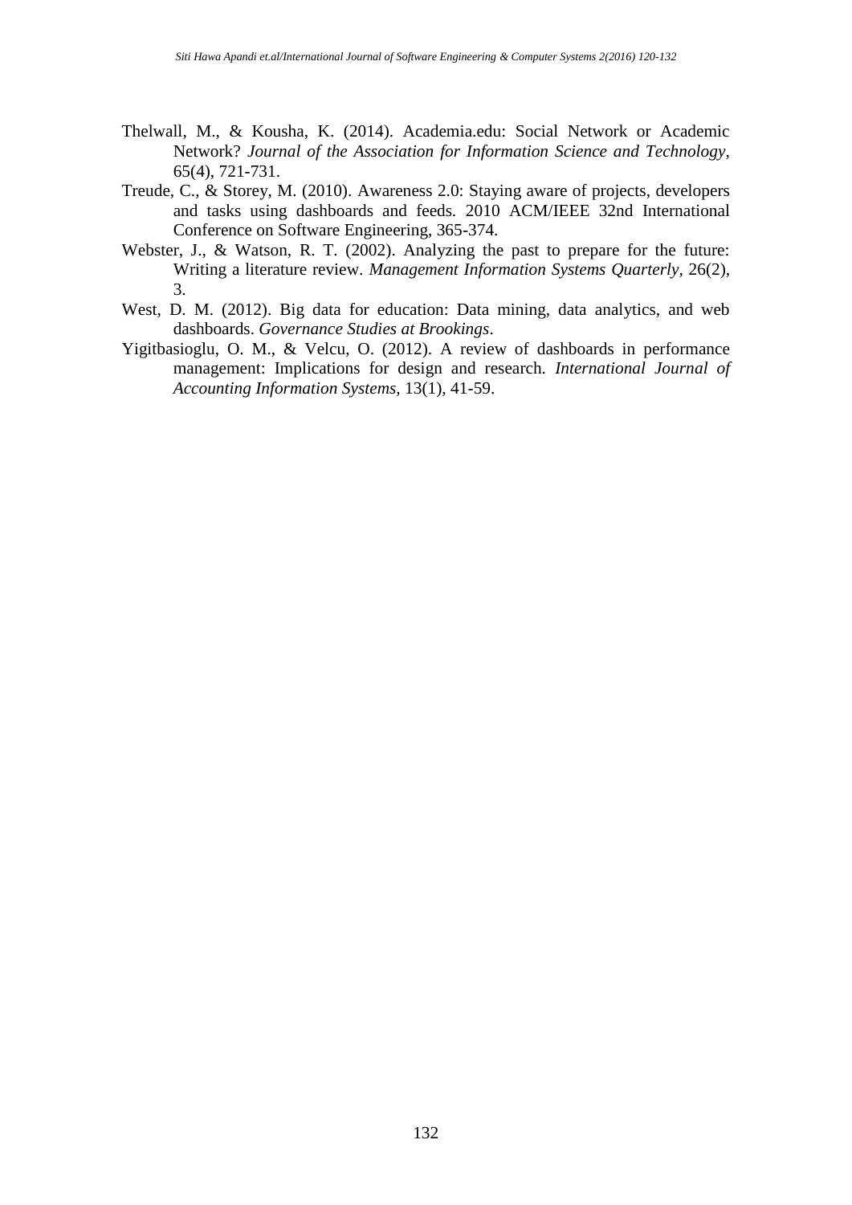Thelwall, M., & Kousha, K. (2014). Academia.edu: Social Network or Academic Network? *Journal of the Association for Information Science and Technology*, 65(4), 721-731.

Treude, C., & Storey, M. (2010). Awareness 2.0: Staying aware of projects, developers and tasks using dashboards and feeds. 2010 ACM/IEEE 32nd International Conference on Software Engineering, 365-374.

Webster, J., & Watson, R. T. (2002). Analyzing the past to prepare for the future: Writing a literature review. *Management Information Systems Quarterly*, 26(2), 3.

West, D. M. (2012). Big data for education: Data mining, data analytics, and web dashboards. *Governance Studies at Brookings*.

Yigitbasioglu, O. M., & Velcu, O. (2012). A review of dashboards in performance management: Implications for design and research. *International Journal of Accounting Information Systems*, 13(1), 41-59.